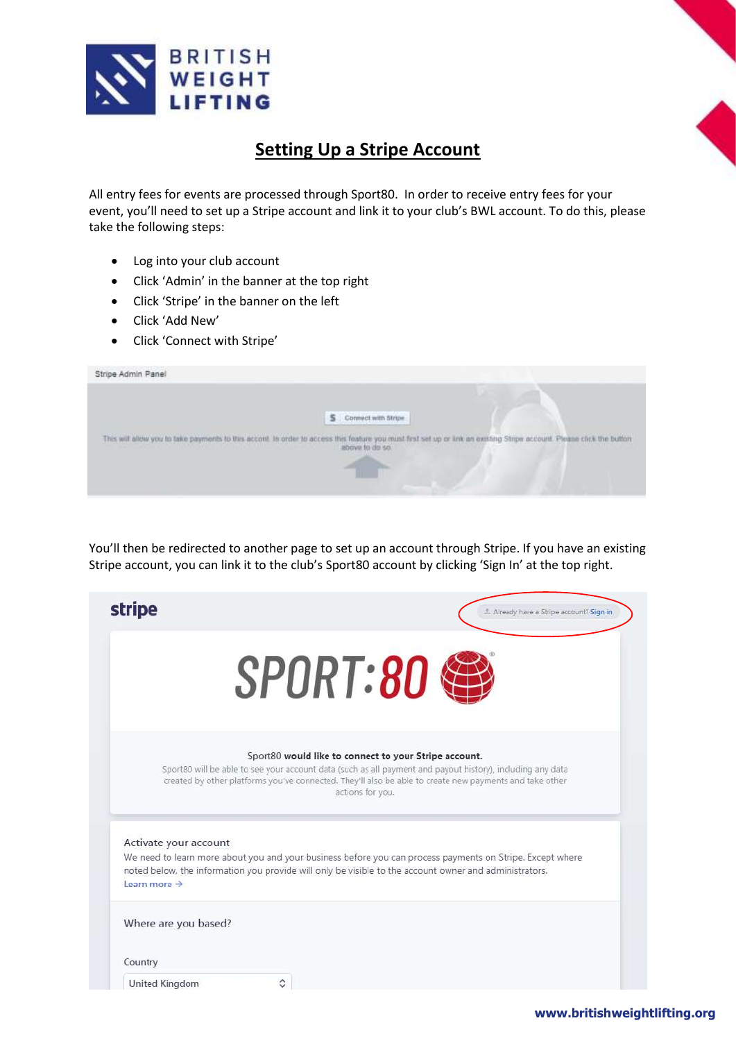# Setting Up a Stripe Account

All entry fees for events are processed through Sport80. In order to receive entry fees for your event, you'll need to set up a Stripe account and link it to your club's BWL account. To do this, please take the following steps:

- Log into your club account
- Click 'Admin' in the banner at the top right
- Click 'Stripe' in the banner on the left
- Click 'Add New'
- Click 'Connect with Stripe'

Stripe Admin Panel

Connect with Stripe

This will allow you to take payments to this accont. In order to access this feature you must first set up or link an existing Stripe account. Please click the button above to do so.

You'll then be redirected to another page to set up an account through Stripe. If you have an existing Stripe account, you can link it to the club's Sport80 account by clicking 'Sign In' at the top right.

stripe

Already have a Stripe account? Sign in

SPORT:80

Sport80 **would like to connect to your Stripe account.**

Sport80 will be able to see your account data (such as all payment and payout history), including any data created by other platforms you've connected. They'll also be able to create new payments and take other actions for you.

Activate your account

We need to learn more about you and your business before you can process payments on Stripe. Except where noted below, the information you provide will only be visible to the account owner and administrators.

Learn more →

Where are you based?

Country

United Kingdom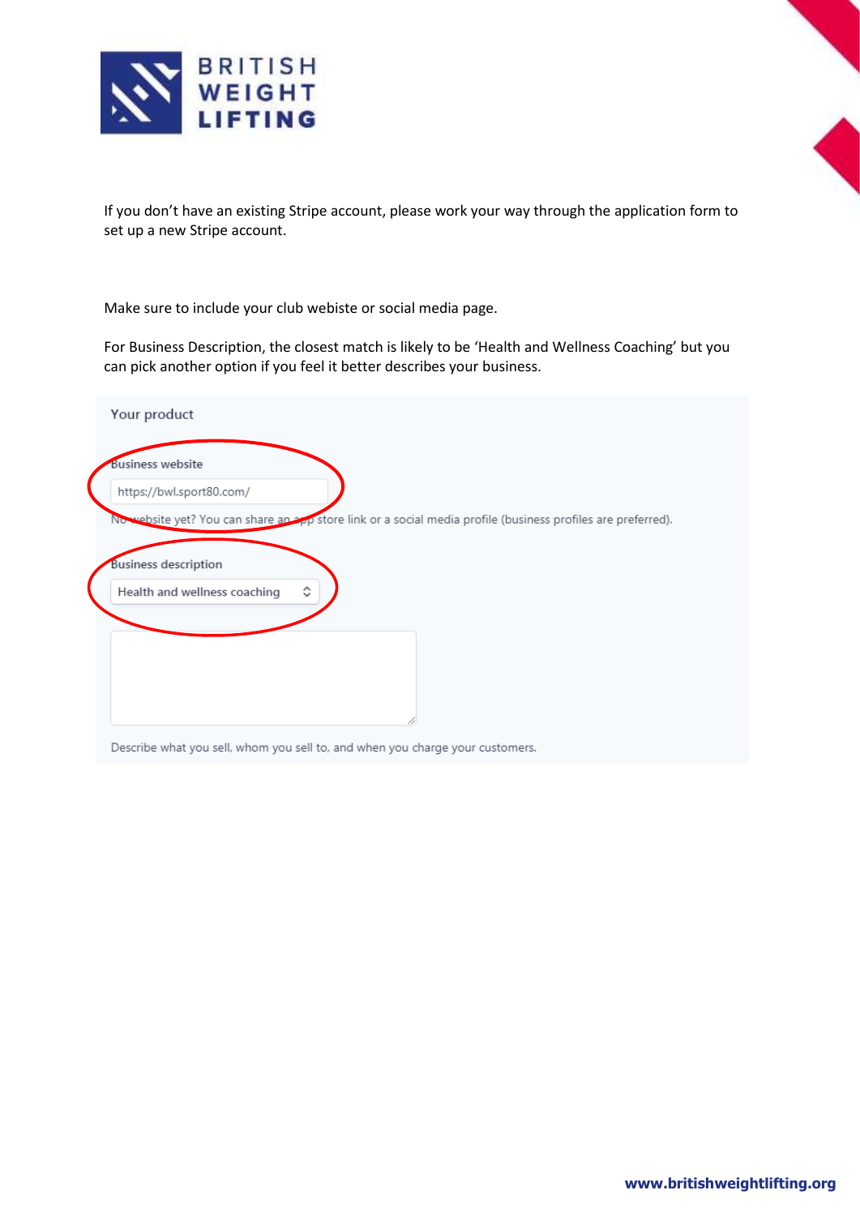If you don't have an existing Stripe account, please work your way through the application form to set up a new Stripe account.

Make sure to include your club webiste or social media page.

For Business Description, the closest match is likely to be 'Health and Wellness Coaching' but you can pick another option if you feel it better describes your business.

Your product

Business website

https://bwl.sport80.com/

No website yet? You can share an app store link or a social media profile (business profiles are preferred).

Business description

Health and wellness coaching

Describe what you sell, whom you sell to, and when you charge your customers.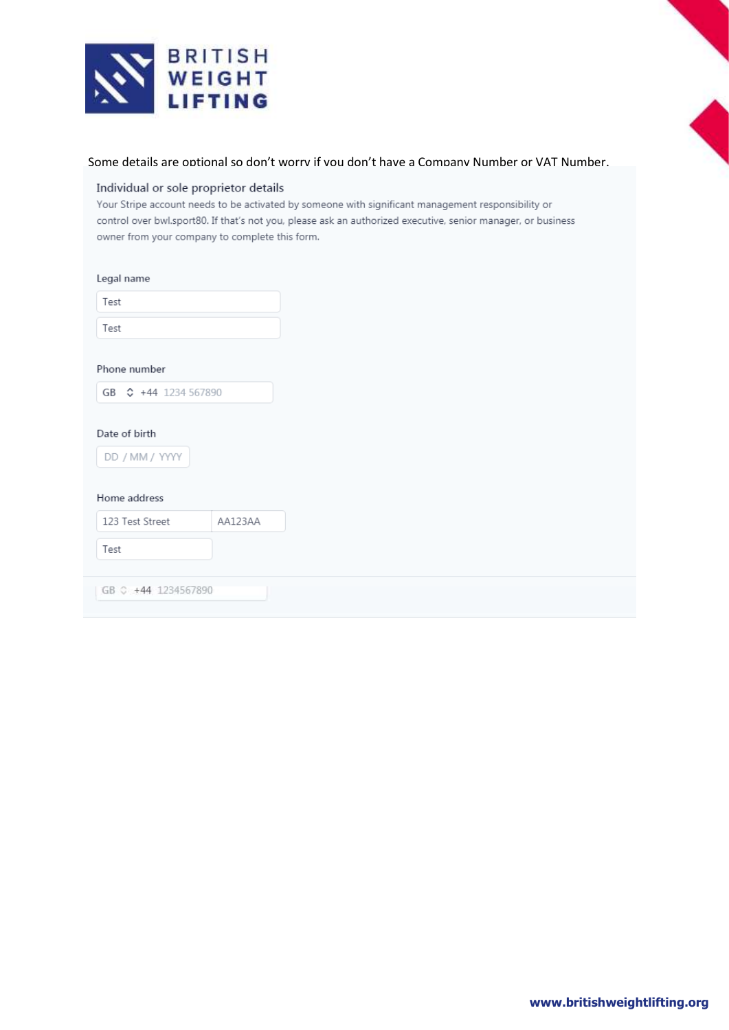Some details are optional so don't worry if you don't have a Company Number or VAT Number.

## Individual or sole proprietor details

Your Stripe account needs to be activated by someone with significant management responsibility or control over bwl.sport80. If that's not you, please ask an authorized executive, senior manager, or business owner from your company to complete this form.

**Legal name**

Test

Test

**Phone number**

GB +44 1234 567890

**Date of birth**

DD / MM / YYYY

**Home address**

123 Test Street | AA123AA

Test

GB +44 1234567890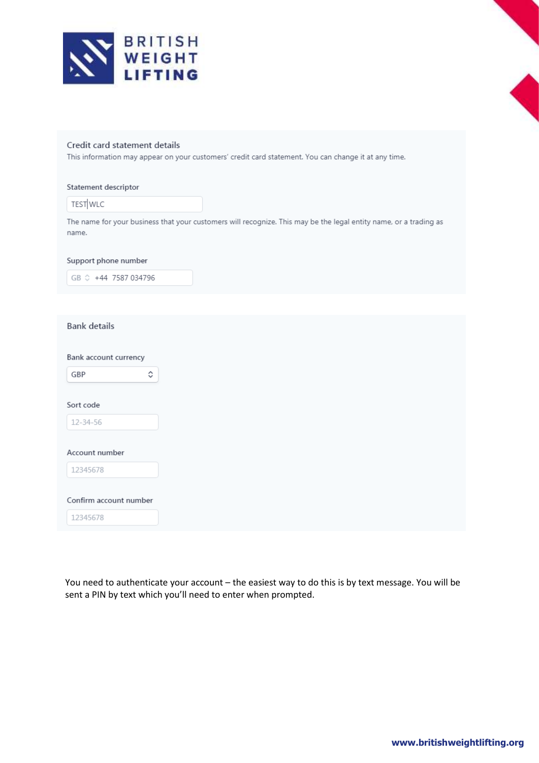## Credit card statement details

This information may appear on your customers' credit card statement. You can change it at any time.

**Statement descriptor**

TEST WLC

The name for your business that your customers will recognize. This may be the legal entity name, or a trading as name.

**Support phone number**

GB +44 7587 034796

## Bank details

**Bank account currency**

GBP

**Sort code**

12-34-56

**Account number**

12345678

**Confirm account number**

12345678

You need to authenticate your account – the easiest way to do this is by text message. You will be sent a PIN by text which you'll need to enter when prompted.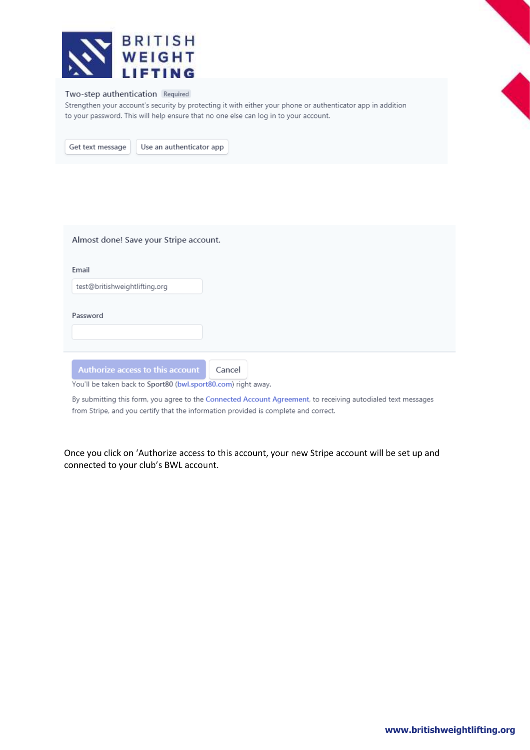Two-step authentication Required

Strengthen your account's security by protecting it with either your phone or authenticator app in addition to your password. This will help ensure that no one else can log in to your account.

Get text message | Use an authenticator app

Almost done! Save your Stripe account.

Email

test@britishweightlifting.org

Password

Authorize access to this account | Cancel

You'll be taken back to Sport80 (bwl.sport80.com) right away.

By submitting this form, you agree to the Connected Account Agreement, to receiving autodialed text messages from Stripe, and you certify that the information provided is complete and correct.

Once you click on 'Authorize access to this account, your new Stripe account will be set up and connected to your club's BWL account.